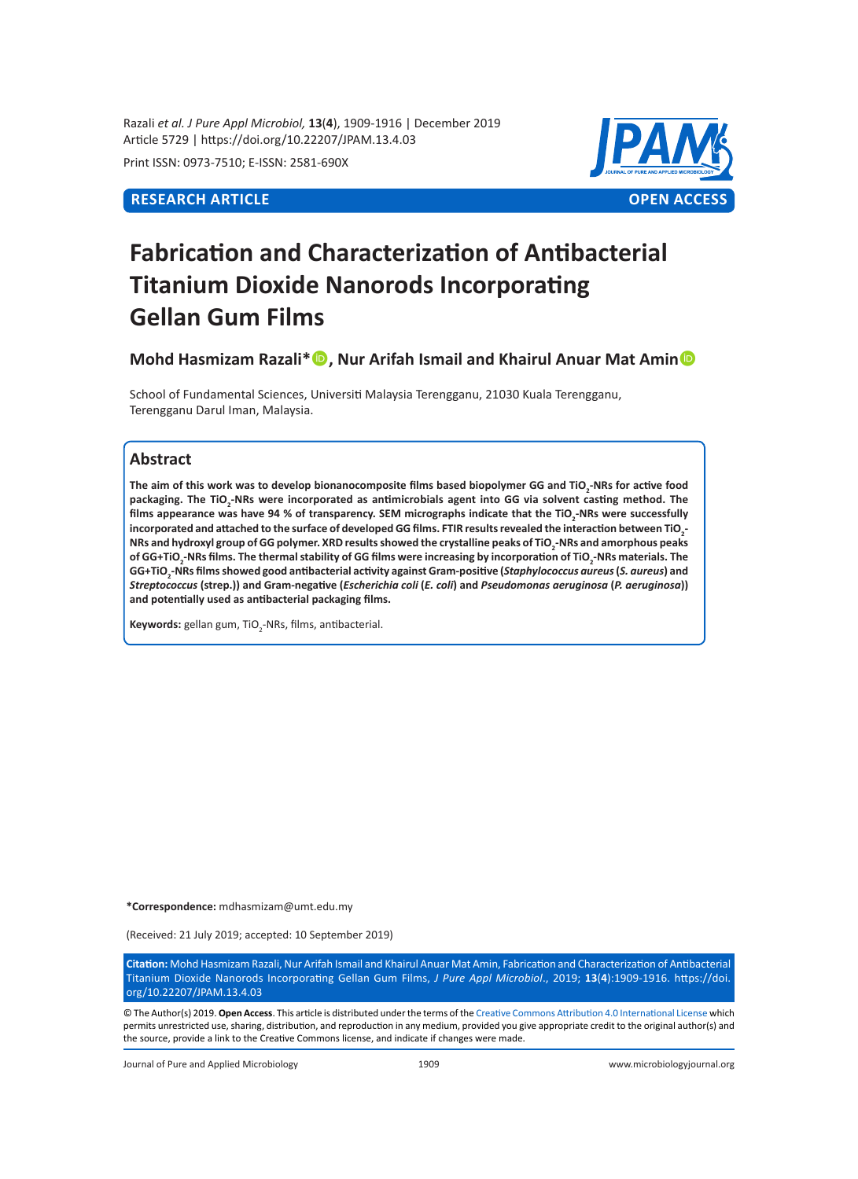Razali *et al. J Pure Appl Microbiol,* **13**(**4**), 1909-1916 | December 2019
Article 5729 | https://doi.org/10.22207/JPAM.13.4.03

Print ISSN: 0973-7510; E-ISSN: 2581-690X

**RESEARCH ARTICLE** **OPEN ACCESS**

# Fabrication and Characterization of Antibacterial Titanium Dioxide Nanorods Incorporating Gellan Gum Films

**Mohd Hasmizam Razali*, Nur Arifah Ismail and Khairul Anuar Mat Amin**

School of Fundamental Sciences, Universiti Malaysia Terengganu, 21030 Kuala Terengganu, Terengganu Darul Iman, Malaysia.

## Abstract

**The aim of this work was to develop bionanocomposite films based biopolymer GG and $TiO_2$-NRs for active food packaging. The $TiO_2$-NRs were incorporated as antimicrobials agent into GG via solvent casting method. The films appearance was have 94 % of transparency. SEM micrographs indicate that the $TiO_2$-NRs were successfully incorporated and attached to the surface of developed GG films. FTIR results revealed the interaction between $TiO_2$-NRs and hydroxyl group of GG polymer. XRD results showed the crystalline peaks of $TiO_2$-NRs and amorphous peaks of GG+$TiO_2$-NRs films. The thermal stability of GG films were increasing by incorporation of $TiO_2$-NRs materials. The GG+$TiO_2$-NRs films showed good antibacterial activity against Gram-positive (*Staphylococcus aureus* (*S. aureus*) and *Streptococcus* (strep.)) and Gram-negative (*Escherichia coli* (*E. coli*) and *Pseudomonas aeruginosa* (*P. aeruginosa*)) and potentially used as antibacterial packaging films.**

**Keywords:** gellan gum, $TiO_2$-NRs, films, antibacterial.

***Correspondence:** mdhasmizam@umt.edu.my

(Received: 21 July 2019; accepted: 10 September 2019)

**Citation:** Mohd Hasmizam Razali, Nur Arifah Ismail and Khairul Anuar Mat Amin, Fabrication and Characterization of Antibacterial Titanium Dioxide Nanorods Incorporating Gellan Gum Films, *J Pure Appl Microbiol*., 2019; **13**(**4**):1909-1916. https://doi.org/10.22207/JPAM.13.4.03

© The Author(s) 2019. **Open Access**. This article is distributed under the terms of the Creative Commons Attribution 4.0 International License which permits unrestricted use, sharing, distribution, and reproduction in any medium, provided you give appropriate credit to the original author(s) and the source, provide a link to the Creative Commons license, and indicate if changes were made.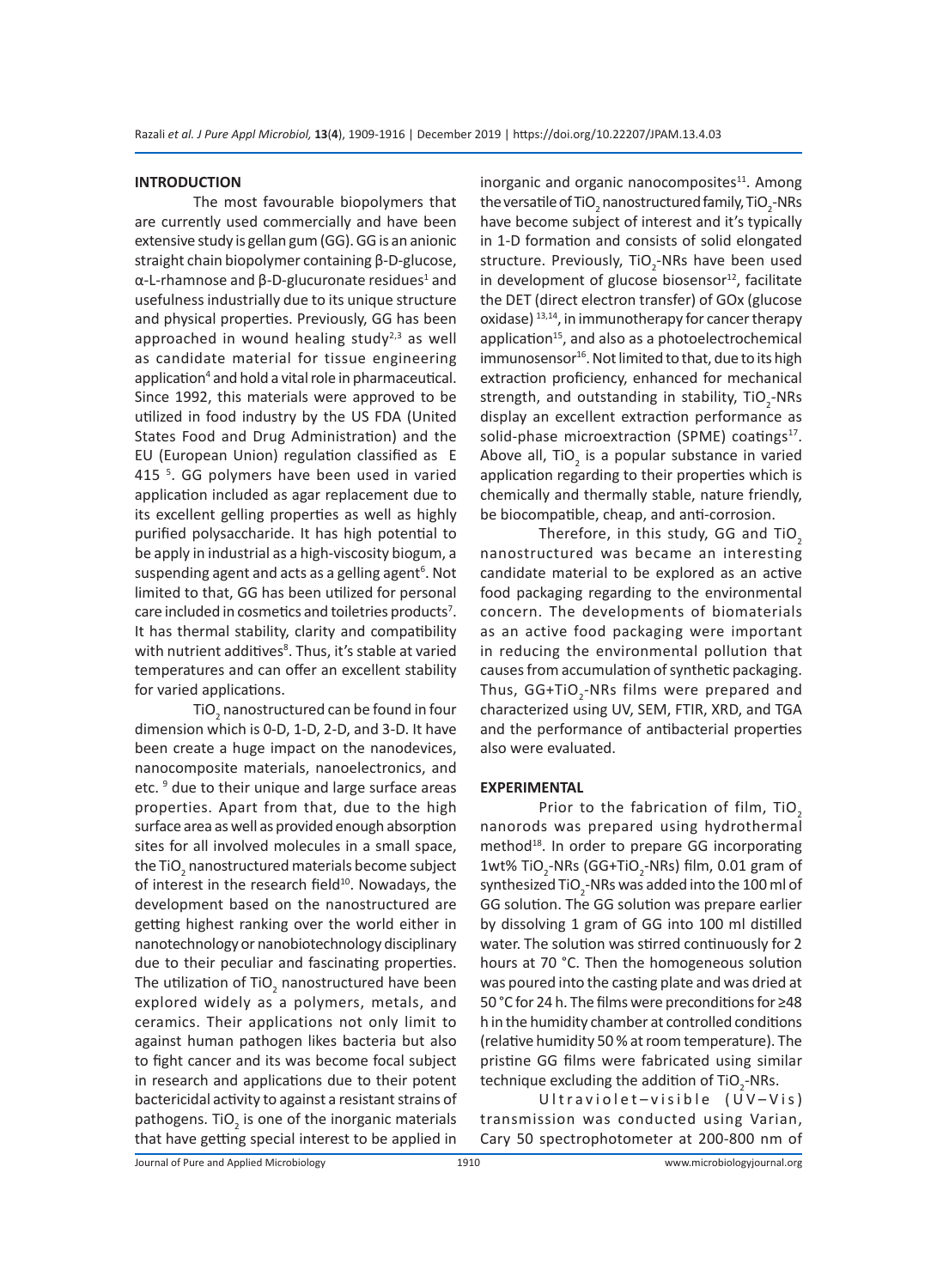## INTRODUCTION

The most favourable biopolymers that are currently used commercially and have been extensive study is gellan gum (GG). GG is an anionic straight chain biopolymer containing β-D-glucose, α-L-rhamnose and β-D-glucuronate residues[1] and usefulness industrially due to its unique structure and physical properties. Previously, GG has been approached in wound healing study[2,3] as well as candidate material for tissue engineering application[4] and hold a vital role in pharmaceutical. Since 1992, this materials were approved to be utilized in food industry by the US FDA (United States Food and Drug Administration) and the EU (European Union) regulation classified as E 415 [5]. GG polymers have been used in varied application included as agar replacement due to its excellent gelling properties as well as highly purified polysaccharide. It has high potential to be apply in industrial as a high-viscosity biogum, a suspending agent and acts as a gelling agent[6]. Not limited to that, GG has been utilized for personal care included in cosmetics and toiletries products[7]. It has thermal stability, clarity and compatibility with nutrient additives[8]. Thus, it's stable at varied temperatures and can offer an excellent stability for varied applications.

$TiO_2$ nanostructured can be found in four dimension which is 0-D, 1-D, 2-D, and 3-D. It have been create a huge impact on the nanodevices, nanocomposite materials, nanoelectronics, and etc. [9] due to their unique and large surface areas properties. Apart from that, due to the high surface area as well as provided enough absorption sites for all involved molecules in a small space, the $TiO_2$ nanostructured materials become subject of interest in the research field[10]. Nowadays, the development based on the nanostructured are getting highest ranking over the world either in nanotechnology or nanobiotechnology disciplinary due to their peculiar and fascinating properties. The utilization of $TiO_2$ nanostructured have been explored widely as a polymers, metals, and ceramics. Their applications not only limit to against human pathogen likes bacteria but also to fight cancer and its was become focal subject in research and applications due to their potent bactericidal activity to against a resistant strains of pathogens. $TiO_2$ is one of the inorganic materials that have getting special interest to be applied in inorganic and organic nanocomposites[11]. Among the versatile of $TiO_2$ nanostructured family, $TiO_2$-NRs have become subject of interest and it's typically in 1-D formation and consists of solid elongated structure. Previously, $TiO_2$-NRs have been used in development of glucose biosensor[12], facilitate the DET (direct electron transfer) of GOx (glucose oxidase) [13,14], in immunotherapy for cancer therapy application[15], and also as a photoelectrochemical immunosensor[16]. Not limited to that, due to its high extraction proficiency, enhanced for mechanical strength, and outstanding in stability, $TiO_2$-NRs display an excellent extraction performance as solid-phase microextraction (SPME) coatings[17]. Above all, $TiO_2$ is a popular substance in varied application regarding to their properties which is chemically and thermally stable, nature friendly, be biocompatible, cheap, and anti-corrosion.

Therefore, in this study, GG and $TiO_2$ nanostructured was became an interesting candidate material to be explored as an active food packaging regarding to the environmental concern. The developments of biomaterials as an active food packaging were important in reducing the environmental pollution that causes from accumulation of synthetic packaging. Thus, GG+$TiO_2$-NRs films were prepared and characterized using UV, SEM, FTIR, XRD, and TGA and the performance of antibacterial properties also were evaluated.

## EXPERIMENTAL

Prior to the fabrication of film, $TiO_2$ nanorods was prepared using hydrothermal method[18]. In order to prepare GG incorporating 1wt% $TiO_2$-NRs (GG+$TiO_2$-NRs) film, 0.01 gram of synthesized $TiO_2$-NRs was added into the 100 ml of GG solution. The GG solution was prepare earlier by dissolving 1 gram of GG into 100 ml distilled water. The solution was stirred continuously for 2 hours at 70 °C. Then the homogeneous solution was poured into the casting plate and was dried at 50 °C for 24 h. The films were preconditions for ≥48 h in the humidity chamber at controlled conditions (relative humidity 50 % at room temperature). The pristine GG films were fabricated using similar technique excluding the addition of $TiO_2$-NRs.

Ultraviolet–visible (UV–Vis) transmission was conducted using Varian, Cary 50 spectrophotometer at 200-800 nm of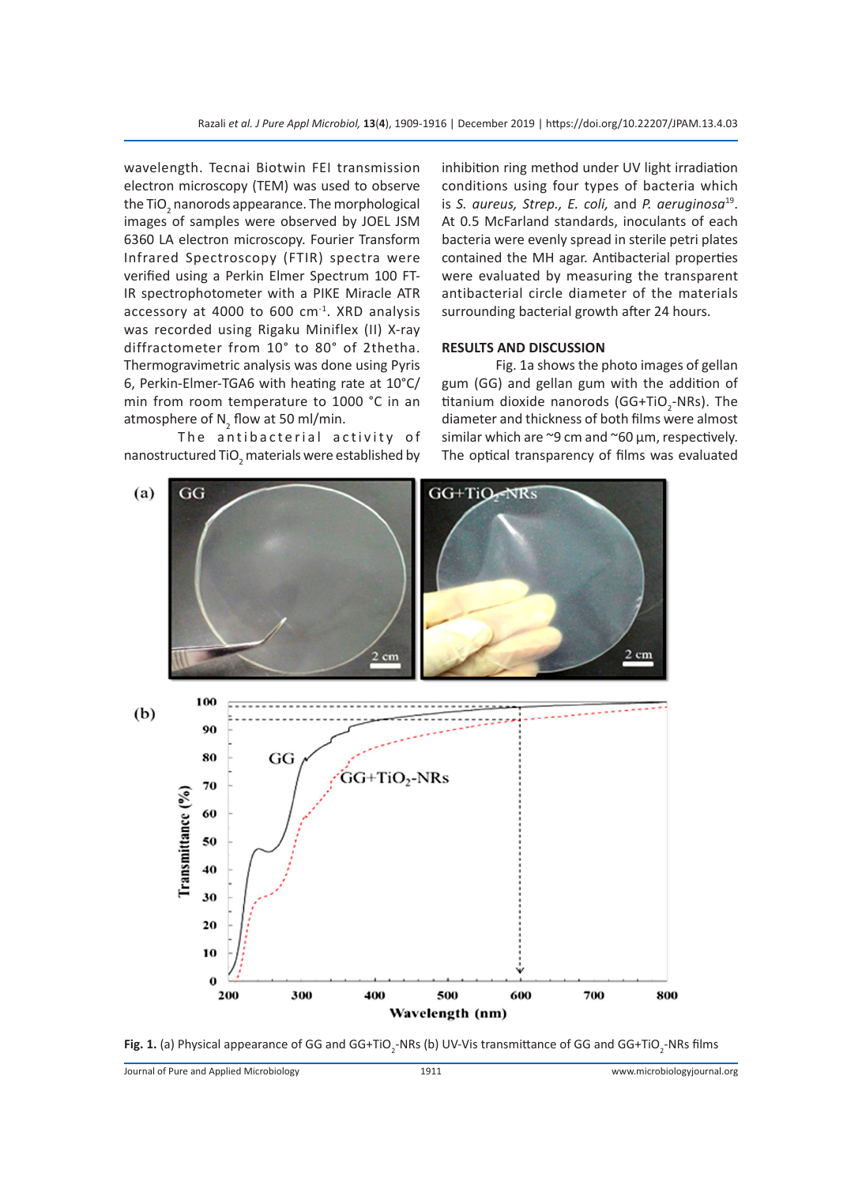wavelength. Tecnai Biotwin FEI transmission electron microscopy (TEM) was used to observe the $TiO_2$ nanorods appearance. The morphological images of samples were observed by JOEL JSM 6360 LA electron microscopy. Fourier Transform Infrared Spectroscopy (FTIR) spectra were verified using a Perkin Elmer Spectrum 100 FT-IR spectrophotometer with a PIKE Miracle ATR accessory at 4000 to 600 $cm^{-1}$. XRD analysis was recorded using Rigaku Miniflex (II) X-ray diffractometer from 10° to 80° of 2thetha. Thermogravimetric analysis was done using Pyris 6, Perkin-Elmer-TGA6 with heating rate at 10°C/min from room temperature to 1000 °C in an atmosphere of $N_2$ flow at 50 ml/min.

The antibacterial activity of nanostructured $TiO_2$ materials were established by inhibition ring method under UV light irradiation conditions using four types of bacteria which is *S. aureus, Strep., E. coli,* and *P. aeruginosa*[19]. At 0.5 McFarland standards, inoculants of each bacteria were evenly spread in sterile petri plates contained the MH agar. Antibacterial properties were evaluated by measuring the transparent antibacterial circle diameter of the materials surrounding bacterial growth after 24 hours.

## RESULTS AND DISCUSSION

Fig. 1a shows the photo images of gellan gum (GG) and gellan gum with the addition of titanium dioxide nanorods (GG+$TiO_2$-NRs). The diameter and thickness of both films were almost similar which are ~9 cm and ~60 µm, respectively. The optical transparency of films was evaluated

**Fig. 1.** (a) Physical appearance of GG and GG+$TiO_2$-NRs (b) UV-Vis transmittance of GG and GG+$TiO_2$-NRs films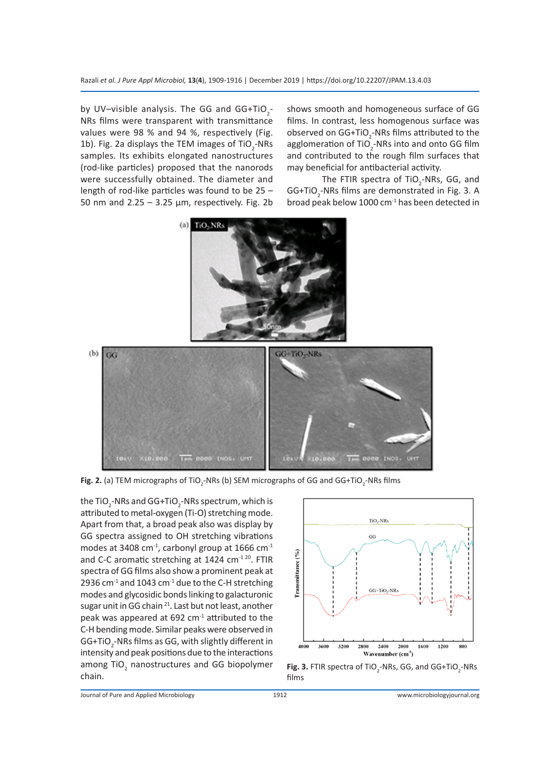by UV–visible analysis. The GG and GG+$TiO_2$-NRs films were transparent with transmittance values were 98 % and 94 %, respectively (Fig. 1b). Fig. 2a displays the TEM images of $TiO_2$-NRs samples. Its exhibits elongated nanostructures (rod-like particles) proposed that the nanorods were successfully obtained. The diameter and length of rod-like particles was found to be 25 – 50 nm and 2.25 – 3.25 µm, respectively. Fig. 2b shows smooth and homogeneous surface of GG films. In contrast, less homogenous surface was observed on GG+$TiO_2$-NRs films attributed to the agglomeration of $TiO_2$-NRs into and onto GG film and contributed to the rough film surfaces that may beneficial for antibacterial activity.

The FTIR spectra of $TiO_2$-NRs, GG, and GG+$TiO_2$-NRs films are demonstrated in Fig. 3. A broad peak below 1000 $cm^{-1}$ has been detected in the $TiO_2$-NRs and GG+$TiO_2$-NRs spectrum, which is attributed to metal-oxygen (Ti-O) stretching mode. Apart from that, a broad peak also was display by GG spectra assigned to OH stretching vibrations modes at 3408 $cm^{-1}$, carbonyl group at 1666 $cm^{-1}$ and C-C aromatic stretching at 1424 $cm^{-1}$ [20]. FTIR spectra of GG films also show a prominent peak at 2936 $cm^{-1}$ and 1043 $cm^{-1}$ due to the C-H stretching modes and glycosidic bonds linking to galacturonic sugar unit in GG chain [21]. Last but not least, another peak was appeared at 692 $cm^{-1}$ attributed to the C-H bending mode. Similar peaks were observed in GG+$TiO_2$-NRs films as GG, with slightly different in intensity and peak positions due to the interactions among $TiO_2$ nanostructures and GG biopolymer chain.

**Fig. 2.** (a) TEM micrographs of $TiO_2$-NRs (b) SEM micrographs of GG and GG+$TiO_2$-NRs films

**Fig. 3.** FTIR spectra of $TiO_2$-NRs, GG, and GG+$TiO_2$-NRs films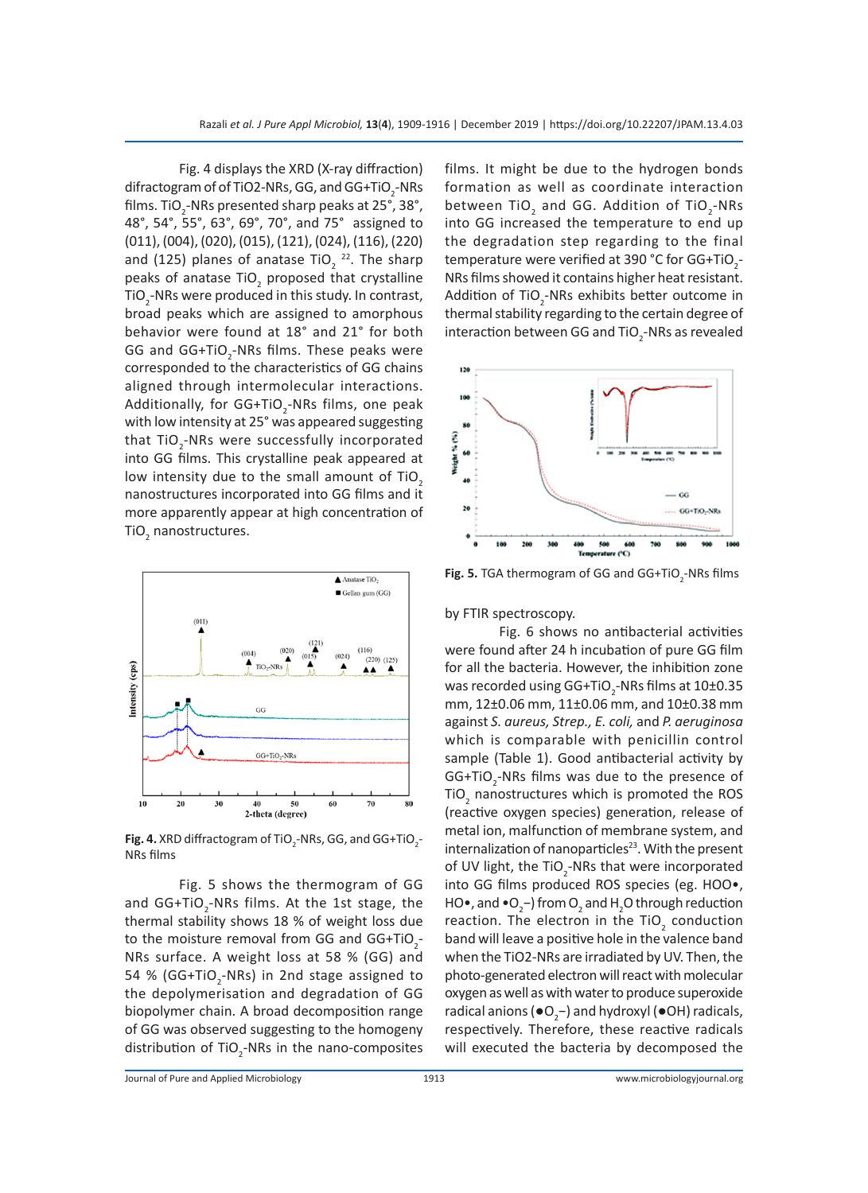Fig. 4 displays the XRD (X-ray diffraction) difractogram of TiO2-NRs, GG, and GG+$TiO_2$-NRs films. $TiO_2$-NRs presented sharp peaks at 25°, 38°, 48°, 54°, 55°, 63°, 69°, 70°, and 75° assigned to (011), (004), (020), (015), (121), (024), (116), (220) and (125) planes of anatase $TiO_2$ [22]. The sharp peaks of anatase $TiO_2$ proposed that crystalline $TiO_2$-NRs were produced in this study. In contrast, broad peaks which are assigned to amorphous behavior were found at 18° and 21° for both GG and GG+$TiO_2$-NRs films. These peaks were corresponded to the characteristics of GG chains aligned through intermolecular interactions. Additionally, for GG+$TiO_2$-NRs films, one peak with low intensity at 25° was appeared suggesting that $TiO_2$-NRs were successfully incorporated into GG films. This crystalline peak appeared at low intensity due to the small amount of $TiO_2$ nanostructures incorporated into GG films and it more apparently appear at high concentration of $TiO_2$ nanostructures.

**Fig. 4.** XRD diffractogram of $TiO_2$-NRs, GG, and GG+$TiO_2$-NRs films

Fig. 5 shows the thermogram of GG and GG+$TiO_2$-NRs films. At the 1st stage, the thermal stability shows 18 % of weight loss due to the moisture removal from GG and GG+$TiO_2$-NRs surface. A weight loss at 58 % (GG) and 54 % (GG+$TiO_2$-NRs) in 2nd stage assigned to the depolymerisation and degradation of GG biopolymer chain. A broad decomposition range of GG was observed suggesting to the homogeny distribution of $TiO_2$-NRs in the nano-composites films. It might be due to the hydrogen bonds formation as well as coordinate interaction between $TiO_2$ and GG. Addition of $TiO_2$-NRs into GG increased the temperature to end up the degradation step regarding to the final temperature were verified at 390 °C for GG+$TiO_2$-NRs films showed it contains higher heat resistant. Addition of $TiO_2$-NRs exhibits better outcome in thermal stability regarding to the certain degree of interaction between GG and $TiO_2$-NRs as revealed by FTIR spectroscopy.

**Fig. 5.** TGA thermogram of GG and GG+$TiO_2$-NRs films

Fig. 6 shows no antibacterial activities were found after 24 h incubation of pure GG film for all the bacteria. However, the inhibition zone was recorded using GG+$TiO_2$-NRs films at 10±0.35 mm, 12±0.06 mm, 11±0.06 mm, and 10±0.38 mm against *S. aureus, Strep., E. coli,* and *P. aeruginosa* which is comparable with penicillin control sample (Table 1). Good antibacterial activity by GG+$TiO_2$-NRs films was due to the presence of $TiO_2$ nanostructures which is promoted the ROS (reactive oxygen species) generation, release of metal ion, malfunction of membrane system, and internalization of nanoparticles[23]. With the present of UV light, the $TiO_2$-NRs that were incorporated into GG films produced ROS species (eg. HOO•, HO•, and $•O_2^-$) from $O_2$ and $H_2O$ through reduction reaction. The electron in the $TiO_2$ conduction band will leave a positive hole in the valence band when the TiO2-NRs are irradiated by UV. Then, the photo-generated electron will react with molecular oxygen as well as with water to produce superoxide radical anions ($•O_2^-$) and hydroxyl (•OH) radicals, respectively. Therefore, these reactive radicals will executed the bacteria by decomposed the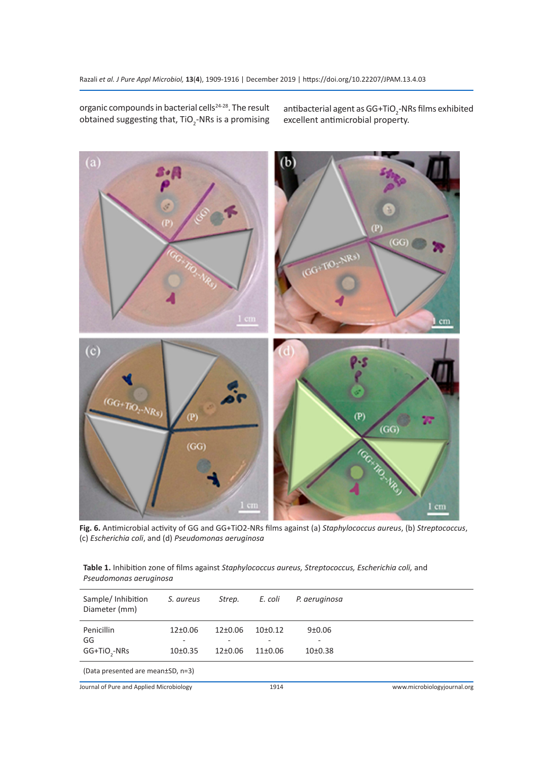organic compounds in bacterial cells[24-28]. The result obtained suggesting that, $TiO_2$-NRs is a promising antibacterial agent as GG+$TiO_2$-NRs films exhibited excellent antimicrobial property.

**Fig. 6.** Antimicrobial activity of GG and GG+TiO2-NRs films against (a) *Staphylococcus aureus*, (b) *Streptococcus*, (c) *Escherichia coli*, and (d) *Pseudomonas aeruginosa*

**Table 1.** Inhibition zone of films against *Staphylococcus aureus, Streptococcus, Escherichia coli,* and *Pseudomonas aeruginosa*

| Sample/ Inhibition Diameter (mm) | *S. aureus* | *Strep.* | *E. coli* | *P. aeruginosa* |
|---|---|---|---|---|
| Penicillin | 12±0.06 | 12±0.06 | 10±0.12 | 9±0.06 |
| GG | - | - | - | - |
| GG+$TiO_2$-NRs | 10±0.35 | 12±0.06 | 11±0.06 | 10±0.38 |

(Data presented are mean±SD, n=3)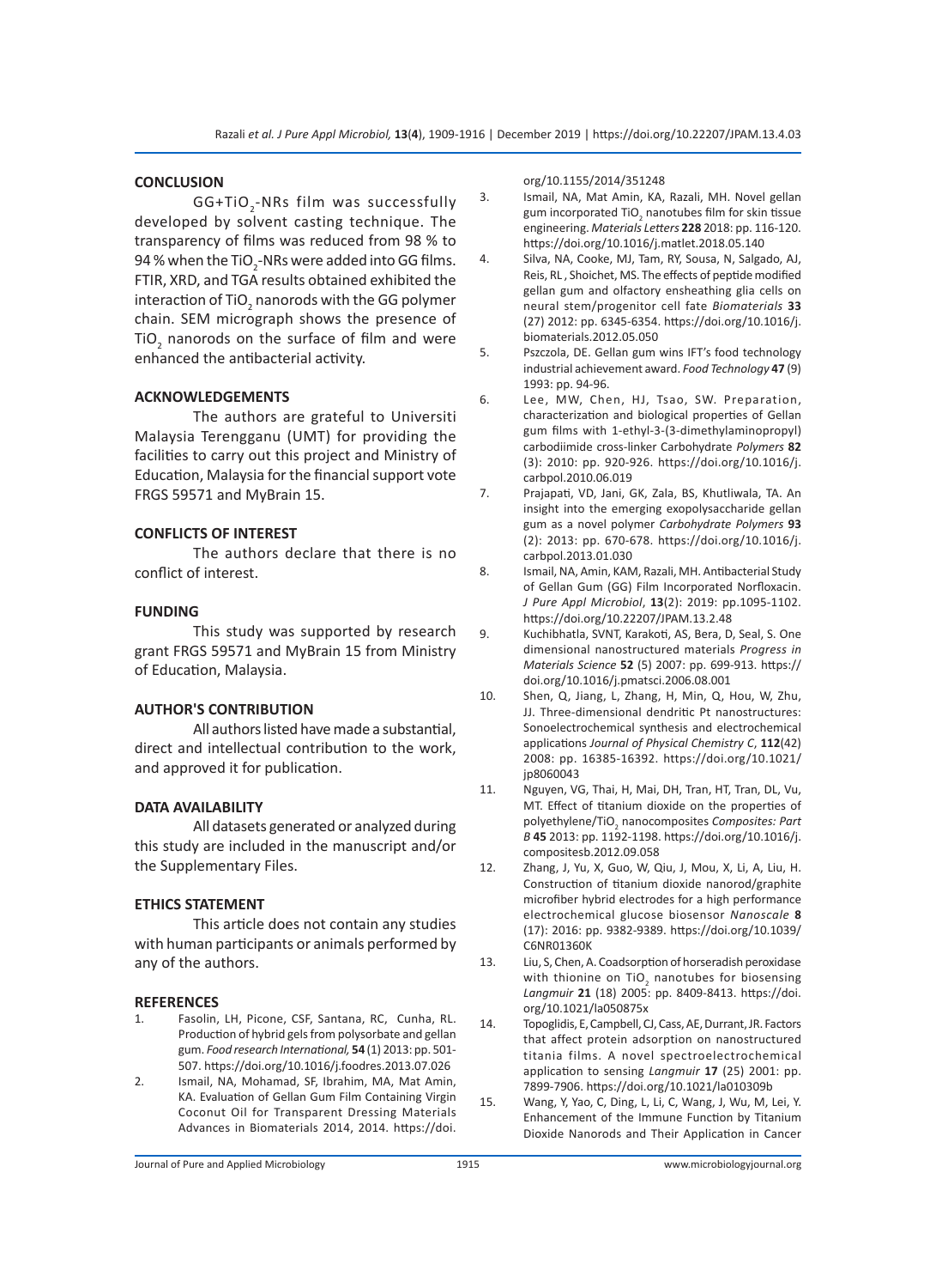## CONCLUSION

GG+$TiO_2$-NRs film was successfully developed by solvent casting technique. The transparency of films was reduced from 98 % to 94 % when the $TiO_2$-NRs were added into GG films. FTIR, XRD, and TGA results obtained exhibited the interaction of $TiO_2$ nanorods with the GG polymer chain. SEM micrograph shows the presence of $TiO_2$ nanorods on the surface of film and were enhanced the antibacterial activity.

## ACKNOWLEDGEMENTS

The authors are grateful to Universiti Malaysia Terengganu (UMT) for providing the facilities to carry out this project and Ministry of Education, Malaysia for the financial support vote FRGS 59571 and MyBrain 15.

## CONFLICTS OF INTEREST

The authors declare that there is no conflict of interest.

## FUNDING

This study was supported by research grant FRGS 59571 and MyBrain 15 from Ministry of Education, Malaysia.

## AUTHOR'S CONTRIBUTION

All authors listed have made a substantial, direct and intellectual contribution to the work, and approved it for publication.

## DATA AVAILABILITY

All datasets generated or analyzed during this study are included in the manuscript and/or the Supplementary Files.

## ETHICS STATEMENT

This article does not contain any studies with human participants or animals performed by any of the authors.

## REFERENCES

1. Fasolin, LH, Picone, CSF, Santana, RC, Cunha, RL. Production of hybrid gels from polysorbate and gellan gum. *Food research International,* **54** (1) 2013: pp. 501-507. https://doi.org/10.1016/j.foodres.2013.07.026
2. Ismail, NA, Mohamad, SF, Ibrahim, MA, Mat Amin, KA. Evaluation of Gellan Gum Film Containing Virgin Coconut Oil for Transparent Dressing Materials Advances in Biomaterials 2014, 2014. https://doi.org/10.1155/2014/351248
3. Ismail, NA, Mat Amin, KA, Razali, MH. Novel gellan gum incorporated $TiO_2$ nanotubes film for skin tissue engineering. *Materials Letters* **228** 2018: pp. 116-120. https://doi.org/10.1016/j.matlet.2018.05.140
4. Silva, NA, Cooke, MJ, Tam, RY, Sousa, N, Salgado, AJ, Reis, RL , Shoichet, MS. The effects of peptide modified gellan gum and olfactory ensheathing glia cells on neural stem/progenitor cell fate *Biomaterials* **33** (27) 2012: pp. 6345-6354. https://doi.org/10.1016/j.biomaterials.2012.05.050
5. Pszczola, DE. Gellan gum wins IFT's food technology industrial achievement award. *Food Technology* **47** (9) 1993: pp. 94-96.
6. Lee, MW, Chen, HJ, Tsao, SW. Preparation, characterization and biological properties of Gellan gum films with 1-ethyl-3-(3-dimethylaminopropyl) carbodiimide cross-linker Carbohydrate *Polymers* **82** (3): 2010: pp. 920-926. https://doi.org/10.1016/j.carbpol.2010.06.019
7. Prajapati, VD, Jani, GK, Zala, BS, Khutliwala, TA. An insight into the emerging exopolysaccharide gellan gum as a novel polymer *Carbohydrate Polymers* **93** (2): 2013: pp. 670-678. https://doi.org/10.1016/j.carbpol.2013.01.030
8. Ismail, NA, Amin, KAM, Razali, MH. Antibacterial Study of Gellan Gum (GG) Film Incorporated Norfloxacin. *J Pure Appl Microbiol*, **13**(2): 2019: pp.1095-1102. https://doi.org/10.22207/JPAM.13.2.48
9. Kuchibhatla, SVNT, Karakoti, AS, Bera, D, Seal, S. One dimensional nanostructured materials *Progress in Materials Science* **52** (5) 2007: pp. 699-913. https://doi.org/10.1016/j.pmatsci.2006.08.001
10. Shen, Q, Jiang, L, Zhang, H, Min, Q, Hou, W, Zhu, JJ. Three-dimensional dendritic Pt nanostructures: Sonoelectrochemical synthesis and electrochemical applications *Journal of Physical Chemistry C*, **112**(42) 2008: pp. 16385-16392. https://doi.org/10.1021/jp8060043
11. Nguyen, VG, Thai, H, Mai, DH, Tran, HT, Tran, DL, Vu, MT. Effect of titanium dioxide on the properties of polyethylene/$TiO_2$ nanocomposites *Composites: Part B* **45** 2013: pp. 1192-1198. https://doi.org/10.1016/j.compositesb.2012.09.058
12. Zhang, J, Yu, X, Guo, W, Qiu, J, Mou, X, Li, A, Liu, H. Construction of titanium dioxide nanorod/graphite microfiber hybrid electrodes for a high performance electrochemical glucose biosensor *Nanoscale* **8** (17): 2016: pp. 9382-9389. https://doi.org/10.1039/C6NR01360K
13. Liu, S, Chen, A. Coadsorption of horseradish peroxidase with thionine on $TiO_2$ nanotubes for biosensing *Langmuir* **21** (18) 2005: pp. 8409-8413. https://doi.org/10.1021/la050875x
14. Topoglidis, E, Campbell, CJ, Cass, AE, Durrant, JR. Factors that affect protein adsorption on nanostructured titania films. A novel spectroelectrochemical application to sensing *Langmuir* **17** (25) 2001: pp. 7899-7906. https://doi.org/10.1021/la010309b
15. Wang, Y, Yao, C, Ding, L, Li, C, Wang, J, Wu, M, Lei, Y. Enhancement of the Immune Function by Titanium Dioxide Nanorods and Their Application in Cancer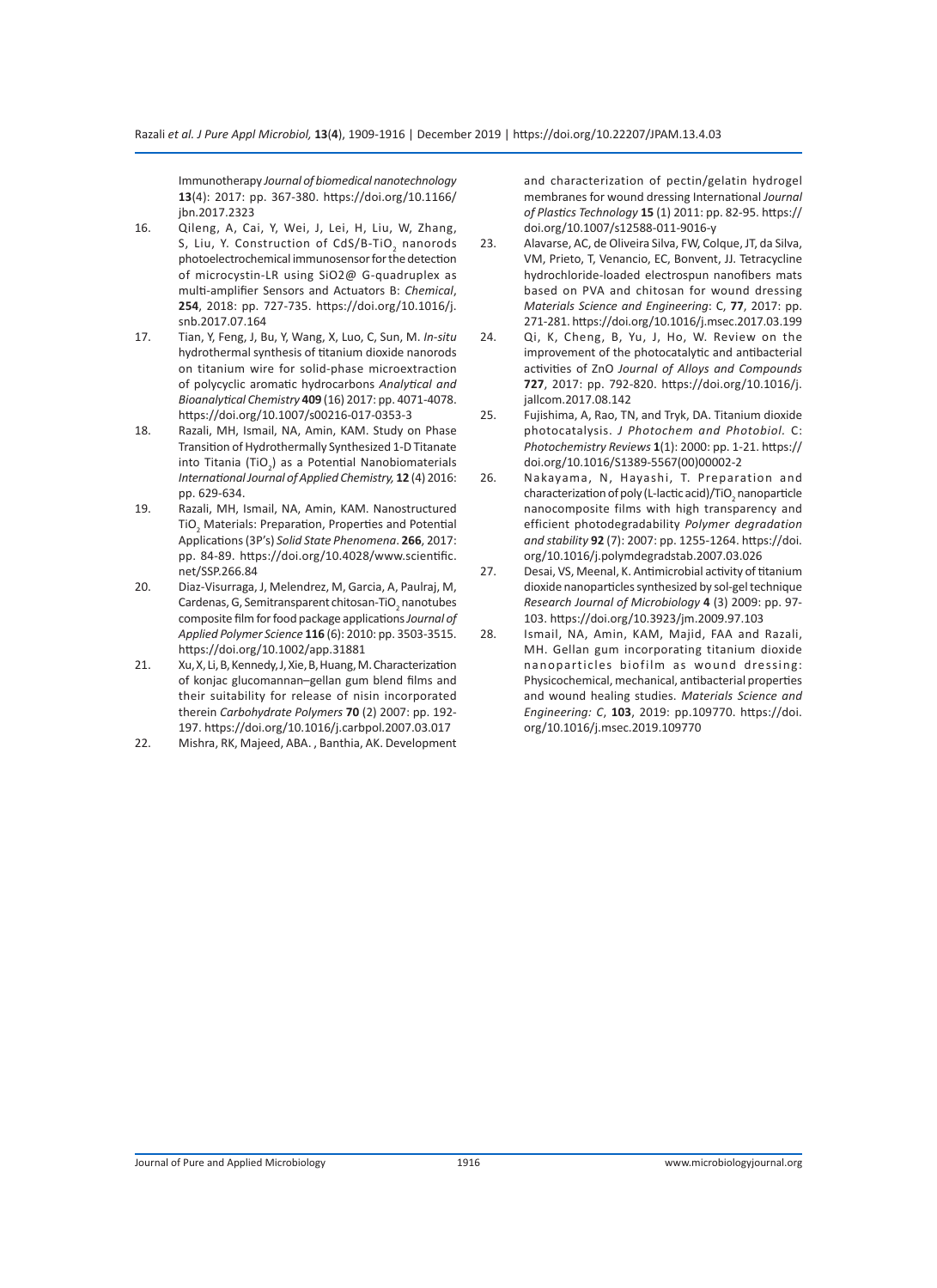Immunotherapy *Journal of biomedical nanotechnology* **13**(4): 2017: pp. 367-380. https://doi.org/10.1166/jbn.2017.2323

16. Qileng, A, Cai, Y, Wei, J, Lei, H, Liu, W, Zhang, S, Liu, Y. Construction of CdS/B-$TiO_2$ nanorods photoelectrochemical immunosensor for the detection of microcystin-LR using SiO2@ G-quadruplex as multi-amplifier Sensors and Actuators B: *Chemical*, **254**, 2018: pp. 727-735. https://doi.org/10.1016/j.snb.2017.07.164
17. Tian, Y, Feng, J, Bu, Y, Wang, X, Luo, C, Sun, M. *In-situ* hydrothermal synthesis of titanium dioxide nanorods on titanium wire for solid-phase microextraction of polycyclic aromatic hydrocarbons *Analytical and Bioanalytical Chemistry* **409** (16) 2017: pp. 4071-4078. https://doi.org/10.1007/s00216-017-0353-3
18. Razali, MH, Ismail, NA, Amin, KAM. Study on Phase Transition of Hydrothermally Synthesized 1-D Titanate into Titania ($TiO_2$) as a Potential Nanobiomaterials *International Journal of Applied Chemistry,* **12** (4) 2016: pp. 629-634.
19. Razali, MH, Ismail, NA, Amin, KAM. Nanostructured $TiO_2$ Materials: Preparation, Properties and Potential Applications (3P's) *Solid State Phenomena*. **266**, 2017: pp. 84-89. https://doi.org/10.4028/www.scientific.net/SSP.266.84
20. Diaz-Visurraga, J, Melendrez, M, Garcia, A, Paulraj, M, Cardenas, G, Semitransparent chitosan-$TiO_2$ nanotubes composite film for food package applications *Journal of Applied Polymer Science* **116** (6): 2010: pp. 3503-3515. https://doi.org/10.1002/app.31881
21. Xu, X, Li, B, Kennedy, J, Xie, B, Huang, M. Characterization of konjac glucomannan–gellan gum blend films and their suitability for release of nisin incorporated therein *Carbohydrate Polymers* **70** (2) 2007: pp. 192-197. https://doi.org/10.1016/j.carbpol.2007.03.017
22. Mishra, RK, Majeed, ABA. , Banthia, AK. Development and characterization of pectin/gelatin hydrogel membranes for wound dressing International *Journal of Plastics Technology* **15** (1) 2011: pp. 82-95. https://doi.org/10.1007/s12588-011-9016-y
23. Alavarse, AC, de Oliveira Silva, FW, Colque, JT, da Silva, VM, Prieto, T, Venancio, EC, Bonvent, JJ. Tetracycline hydrochloride-loaded electrospun nanofibers mats based on PVA and chitosan for wound dressing *Materials Science and Engineering*: C, **77**, 2017: pp. 271-281. https://doi.org/10.1016/j.msec.2017.03.199
24. Qi, K, Cheng, B, Yu, J, Ho, W. Review on the improvement of the photocatalytic and antibacterial activities of ZnO *Journal of Alloys and Compounds* **727**, 2017: pp. 792-820. https://doi.org/10.1016/j.jallcom.2017.08.142
25. Fujishima, A, Rao, TN, and Tryk, DA. Titanium dioxide photocatalysis. *J Photochem and Photobiol.* C: *Photochemistry Reviews* **1**(1): 2000: pp. 1-21. https://doi.org/10.1016/S1389-5567(00)00002-2
26. Nakayama, N, Hayashi, T. Preparation and characterization of poly (L-lactic acid)/$TiO_2$ nanoparticle nanocomposite films with high transparency and efficient photodegradability *Polymer degradation and stability* **92** (7): 2007: pp. 1255-1264. https://doi.org/10.1016/j.polymdegradstab.2007.03.026
27. Desai, VS, Meenal, K. Antimicrobial activity of titanium dioxide nanoparticles synthesized by sol-gel technique *Research Journal of Microbiology* **4** (3) 2009: pp. 97-103. https://doi.org/10.3923/jm.2009.97.103
28. Ismail, NA, Amin, KAM, Majid, FAA and Razali, MH. Gellan gum incorporating titanium dioxide nanoparticles biofilm as wound dressing: Physicochemical, mechanical, antibacterial properties and wound healing studies. *Materials Science and Engineering: C*, **103**, 2019: pp.109770. https://doi.org/10.1016/j.msec.2019.109770